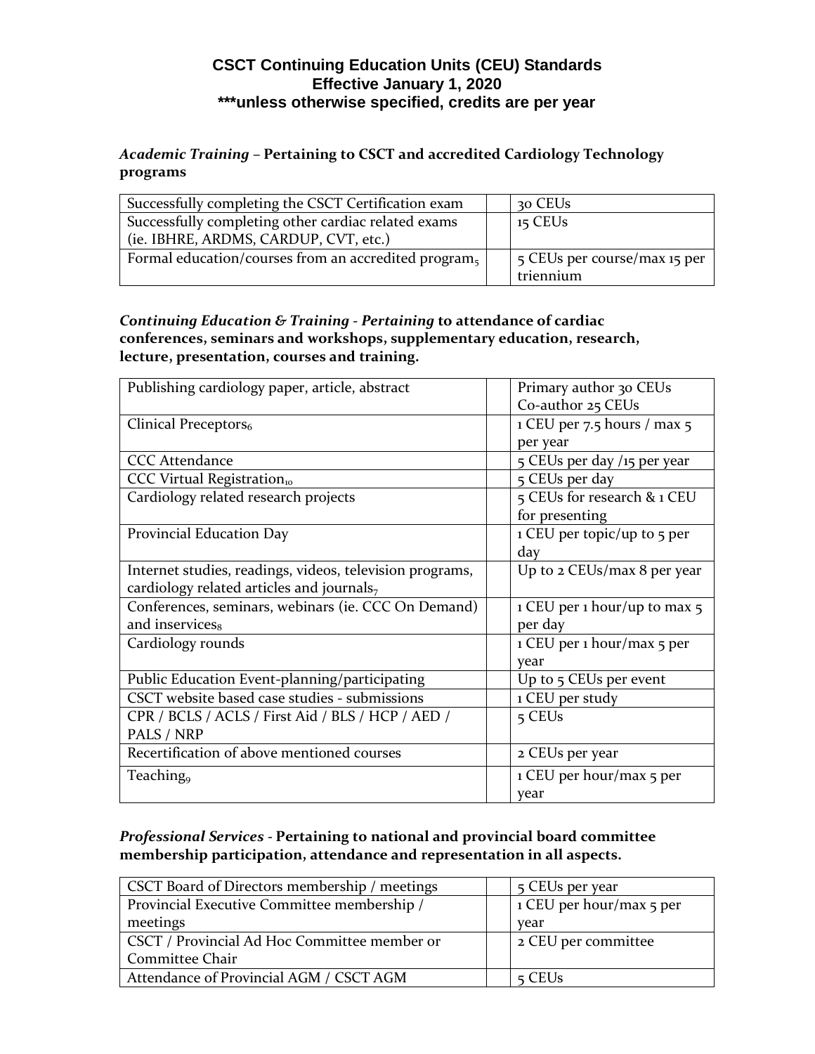# CSCT Continuing Education Units (CEU) Standards
## Effective January 1, 2020
### ***unless otherwise specified, credits are per year

***Academic Training*** **– Pertaining to CSCT and accredited Cardiology Technology programs**

| | | |
|---|---|---|
| Successfully completing the CSCT Certification exam | | 30 CEUs |
| Successfully completing other cardiac related exams (ie. IBHRE, ARDMS, CARDUP, CVT, etc.) | | 15 CEUs |
| Formal education/courses from an accredited program[5] | | 5 CEUs per course/max 15 per triennium |

***Continuing Education & Training - Pertaining*** **to attendance of cardiac conferences, seminars and workshops, supplementary education, research, lecture, presentation, courses and training.**

| | | |
|---|---|---|
| Publishing cardiology paper, article, abstract | | Primary author 30 CEUs<br>Co-author 25 CEUs |
| Clinical Preceptors[6] | | 1 CEU per 7.5 hours / max 5 per year |
| CCC Attendance | | 5 CEUs per day /15 per year |
| CCC Virtual Registration[10] | | 5 CEUs per day |
| Cardiology related research projects | | 5 CEUs for research & 1 CEU for presenting |
| Provincial Education Day | | 1 CEU per topic/up to 5 per day |
| Internet studies, readings, videos, television programs, cardiology related articles and journals[7] | | Up to 2 CEUs/max 8 per year |
| Conferences, seminars, webinars (ie. CCC On Demand) and inservices[8] | | 1 CEU per 1 hour/up to max 5 per day |
| Cardiology rounds | | 1 CEU per 1 hour/max 5 per year |
| Public Education Event-planning/participating | | Up to 5 CEUs per event |
| CSCT website based case studies - submissions | | 1 CEU per study |
| CPR / BCLS / ACLS / First Aid / BLS / HCP / AED / PALS / NRP | | 5 CEUs |
| Recertification of above mentioned courses | | 2 CEUs per year |
| Teaching[9] | | 1 CEU per hour/max 5 per year |

***Professional Services*** **- Pertaining to national and provincial board committee membership participation, attendance and representation in all aspects.**

| | | |
|---|---|---|
| CSCT Board of Directors membership / meetings | | 5 CEUs per year |
| Provincial Executive Committee membership / meetings | | 1 CEU per hour/max 5 per year |
| CSCT / Provincial Ad Hoc Committee member or Committee Chair | | 2 CEU per committee |
| Attendance of Provincial AGM / CSCT AGM | | 5 CEUs |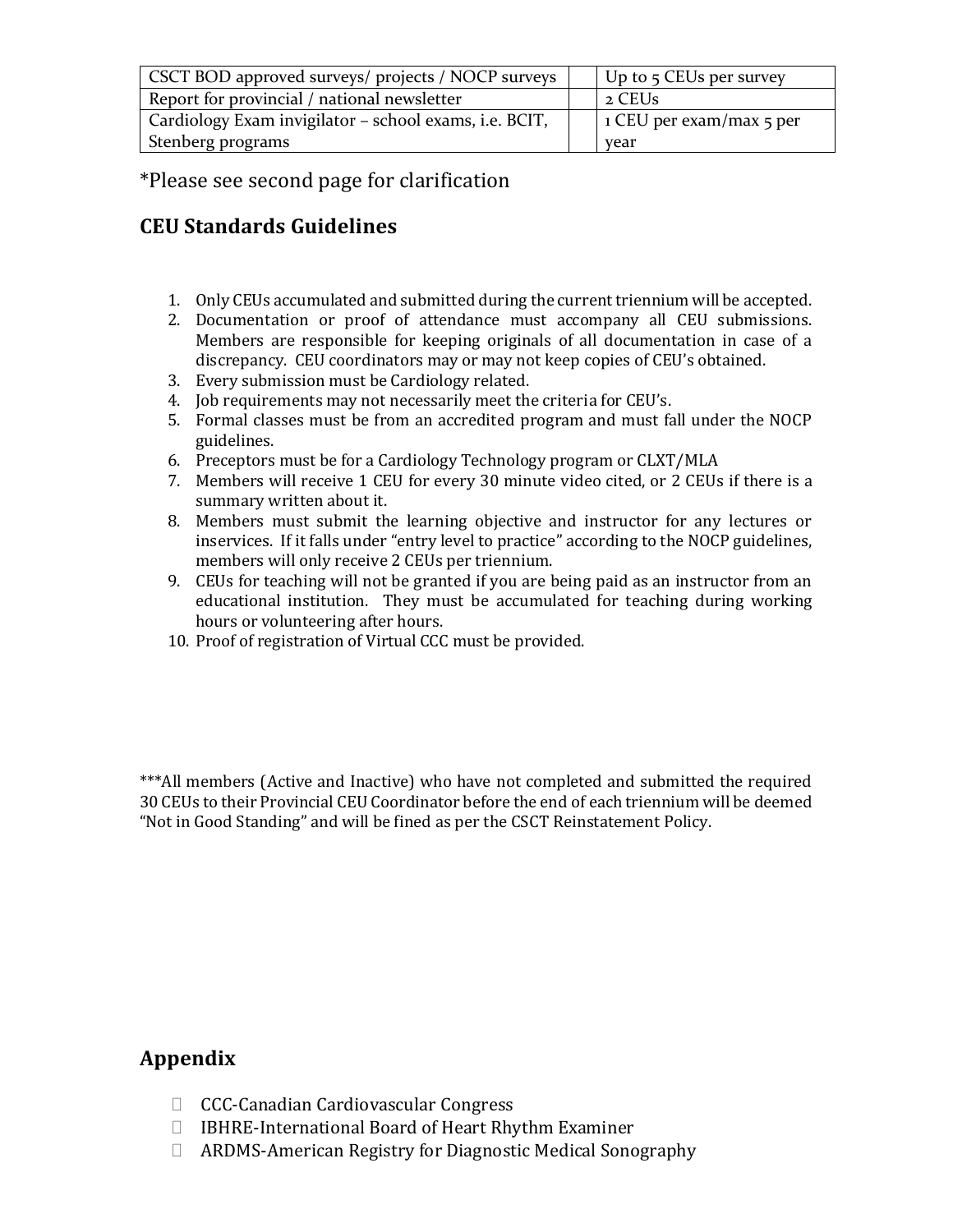| CSCT BOD approved surveys/ projects / NOCP surveys | | Up to 5 CEUs per survey |
| --- | --- | --- |
| Report for provincial / national newsletter | | 2 CEUs |
| Cardiology Exam invigilator – school exams, i.e. BCIT, Stenberg programs | | 1 CEU per exam/max 5 per year |

*Please see second page for clarification

## CEU Standards Guidelines

1. Only CEUs accumulated and submitted during the current triennium will be accepted.
2. Documentation or proof of attendance must accompany all CEU submissions. Members are responsible for keeping originals of all documentation in case of a discrepancy. CEU coordinators may or may not keep copies of CEU's obtained.
3. Every submission must be Cardiology related.
4. Job requirements may not necessarily meet the criteria for CEU's.
5. Formal classes must be from an accredited program and must fall under the NOCP guidelines.
6. Preceptors must be for a Cardiology Technology program or CLXT/MLA
7. Members will receive 1 CEU for every 30 minute video cited, or 2 CEUs if there is a summary written about it.
8. Members must submit the learning objective and instructor for any lectures or inservices. If it falls under "entry level to practice" according to the NOCP guidelines, members will only receive 2 CEUs per triennium.
9. CEUs for teaching will not be granted if you are being paid as an instructor from an educational institution. They must be accumulated for teaching during working hours or volunteering after hours.
10. Proof of registration of Virtual CCC must be provided.

***All members (Active and Inactive) who have not completed and submitted the required 30 CEUs to their Provincial CEU Coordinator before the end of each triennium will be deemed "Not in Good Standing" and will be fined as per the CSCT Reinstatement Policy.

## Appendix

- CCC-Canadian Cardiovascular Congress
- IBHRE-International Board of Heart Rhythm Examiner
- ARDMS-American Registry for Diagnostic Medical Sonography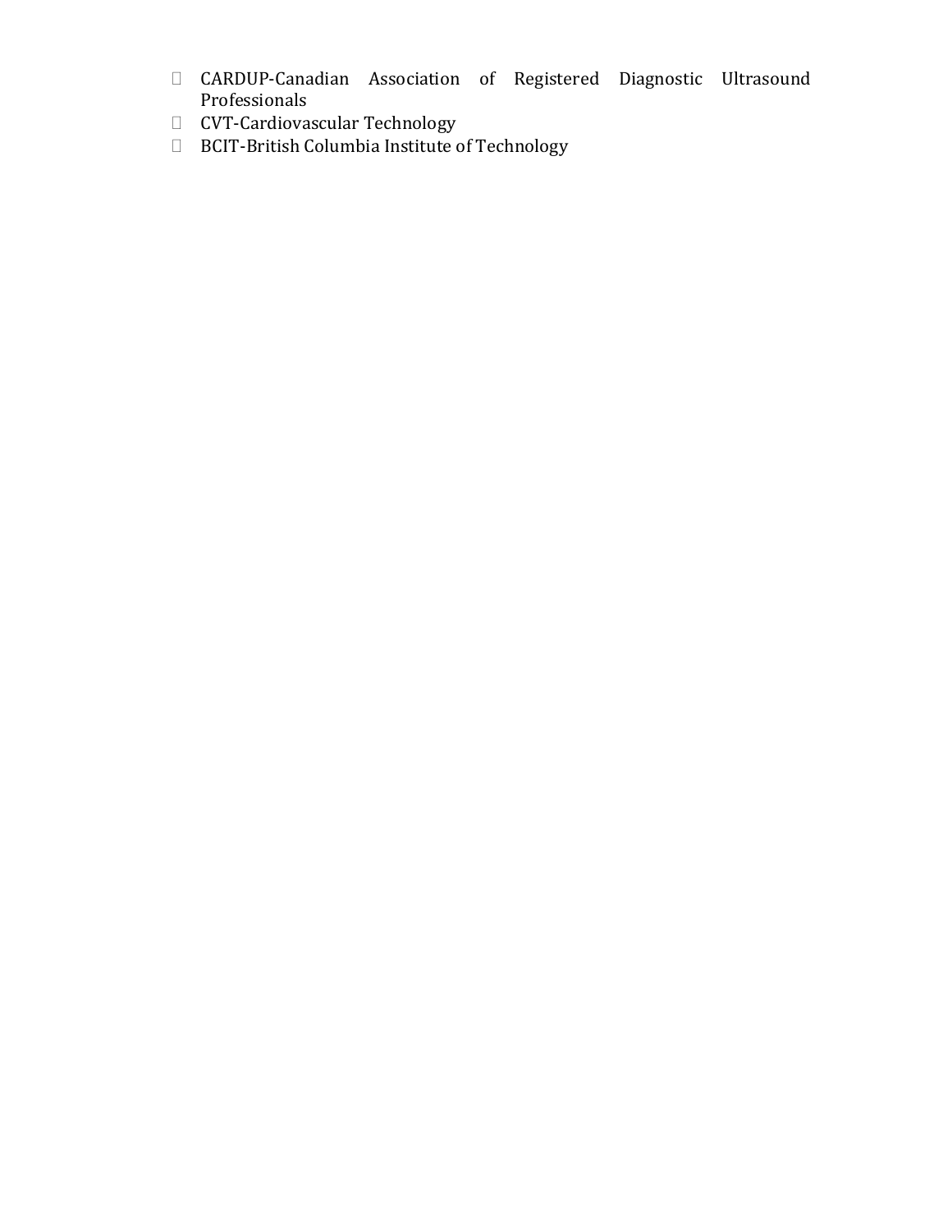- CARDUP-Canadian Association of Registered Diagnostic Ultrasound Professionals
- CVT-Cardiovascular Technology
- BCIT-British Columbia Institute of Technology